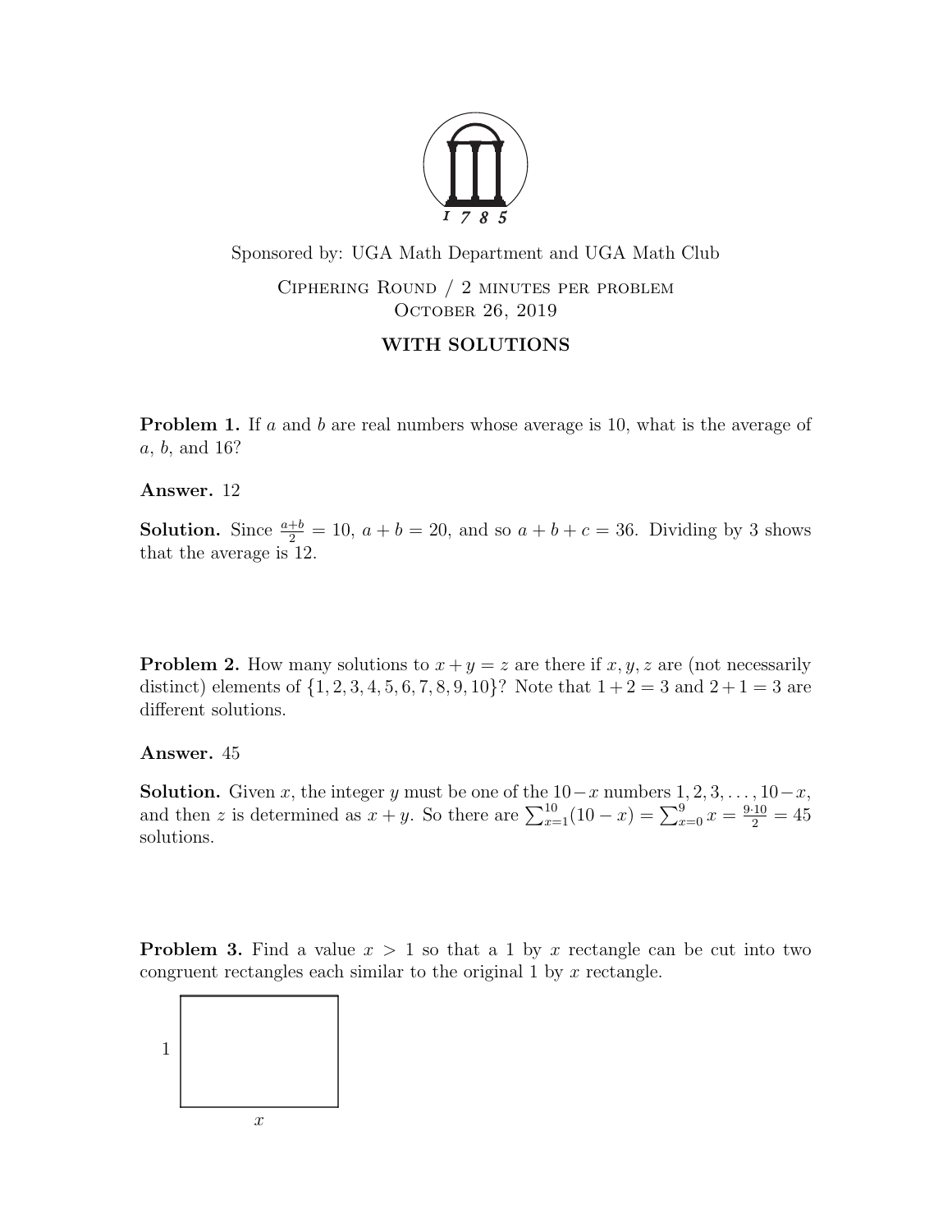Sponsored by: UGA Math Department and UGA Math Club

Ciphering Round / 2 minutes per problem

October 26, 2019

**WITH SOLUTIONS**

**Problem 1.** If $a$ and $b$ are real numbers whose average is 10, what is the average of $a$, $b$, and 16?

**Answer.** 12

**Solution.** Since $\frac{a+b}{2} = 10$, $a + b = 20$, and so $a + b + c = 36$. Dividing by 3 shows that the average is 12.

**Problem 2.** How many solutions to $x + y = z$ are there if $x, y, z$ are (not necessarily distinct) elements of $\{1, 2, 3, 4, 5, 6, 7, 8, 9, 10\}$? Note that $1 + 2 = 3$ and $2 + 1 = 3$ are different solutions.

**Answer.** 45

**Solution.** Given $x$, the integer $y$ must be one of the $10-x$ numbers $1, 2, 3, \ldots, 10-x$, and then $z$ is determined as $x + y$. So there are $\sum_{x=1}^{10}(10 - x) = \sum_{x=0}^{9} x = \frac{9 \cdot 10}{2} = 45$ solutions.

**Problem 3.** Find a value $x > 1$ so that a 1 by $x$ rectangle can be cut into two congruent rectangles each similar to the original 1 by $x$ rectangle.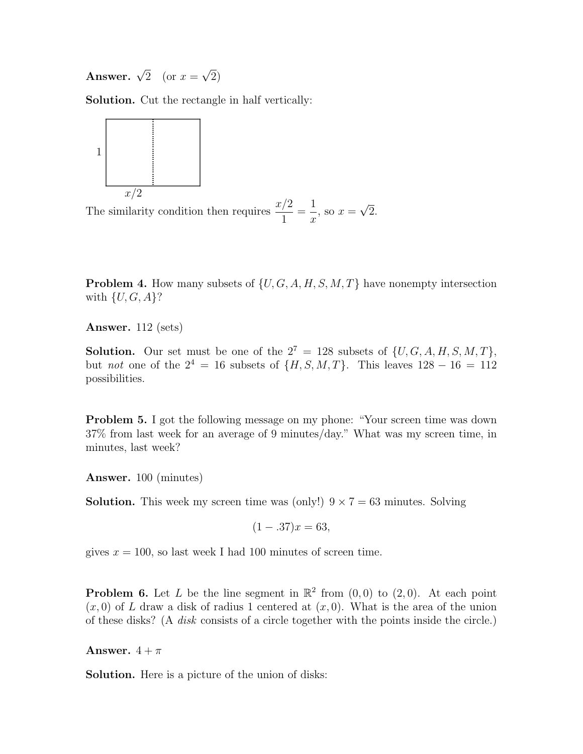**Answer.** $\sqrt{2}$ (or $x = \sqrt{2}$)

**Solution.** Cut the rectangle in half vertically:

The similarity condition then requires $\dfrac{x/2}{1} = \dfrac{1}{x}$, so $x = \sqrt{2}$.

**Problem 4.** How many subsets of $\{U, G, A, H, S, M, T\}$ have nonempty intersection with $\{U, G, A\}$?

**Answer.** 112 (sets)

**Solution.** Our set must be one of the $2^7 = 128$ subsets of $\{U, G, A, H, S, M, T\}$, but *not* one of the $2^4 = 16$ subsets of $\{H, S, M, T\}$. This leaves $128 - 16 = 112$ possibilities.

**Problem 5.** I got the following message on my phone: "Your screen time was down 37% from last week for an average of 9 minutes/day." What was my screen time, in minutes, last week?

**Answer.** 100 (minutes)

**Solution.** This week my screen time was (only!) $9 \times 7 = 63$ minutes. Solving

$$(1 - .37)x = 63,$$

gives $x = 100$, so last week I had 100 minutes of screen time.

**Problem 6.** Let $L$ be the line segment in $\mathbb{R}^2$ from $(0, 0)$ to $(2, 0)$. At each point $(x, 0)$ of $L$ draw a disk of radius 1 centered at $(x, 0)$. What is the area of the union of these disks? (A *disk* consists of a circle together with the points inside the circle.)

**Answer.** $4 + \pi$

**Solution.** Here is a picture of the union of disks: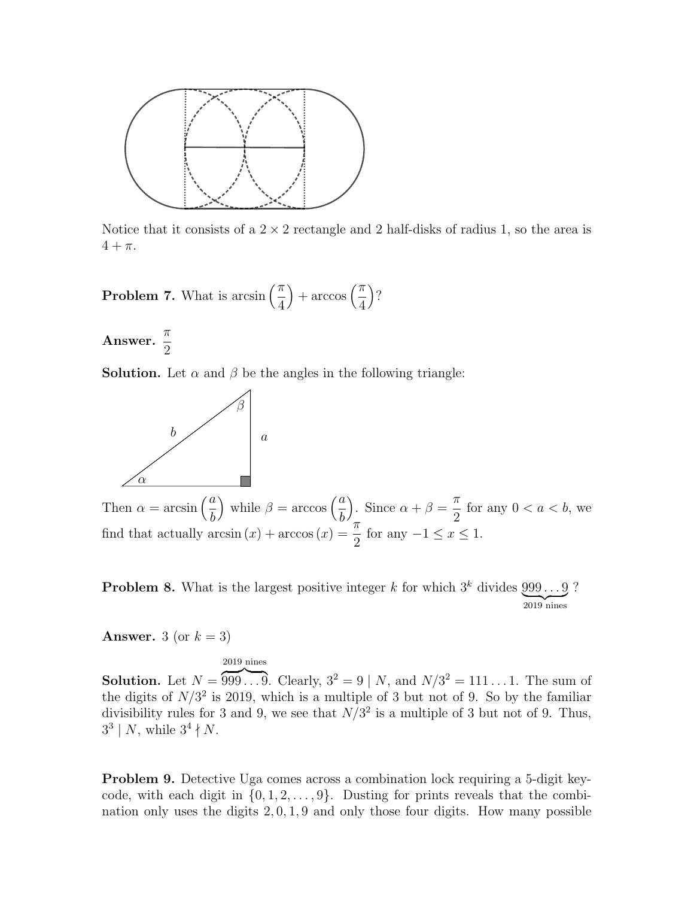Notice that it consists of a $2 \times 2$ rectangle and 2 half-disks of radius 1, so the area is $4 + \pi$.

**Problem 7.** What is $\arcsin\left(\frac{\pi}{4}\right) + \arccos\left(\frac{\pi}{4}\right)$?

**Answer.** $\frac{\pi}{2}$

**Solution.** Let $\alpha$ and $\beta$ be the angles in the following triangle:

Then $\alpha = \arcsin\left(\frac{a}{b}\right)$ while $\beta = \arccos\left(\frac{a}{b}\right)$. Since $\alpha + \beta = \frac{\pi}{2}$ for any $0 < a < b$, we find that actually $\arcsin(x) + \arccos(x) = \frac{\pi}{2}$ for any $-1 \le x \le 1$.

**Problem 8.** What is the largest positive integer $k$ for which $3^k$ divides $\underbrace{999\ldots9}_{2019 \text{ nines}}$ ?

**Answer.** 3 (or $k = 3$)

**Solution.** Let $N = \overbrace{999\ldots9}^{2019 \text{ nines}}$. Clearly, $3^2 = 9 \mid N$, and $N/3^2 = 111\ldots1$. The sum of the digits of $N/3^2$ is 2019, which is a multiple of 3 but not of 9. So by the familiar divisibility rules for 3 and 9, we see that $N/3^2$ is a multiple of 3 but not of 9. Thus, $3^3 \mid N$, while $3^4 \nmid N$.

**Problem 9.** Detective Uga comes across a combination lock requiring a 5-digit keycode, with each digit in $\{0, 1, 2, \ldots, 9\}$. Dusting for prints reveals that the combination only uses the digits $2, 0, 1, 9$ and only those four digits. How many possible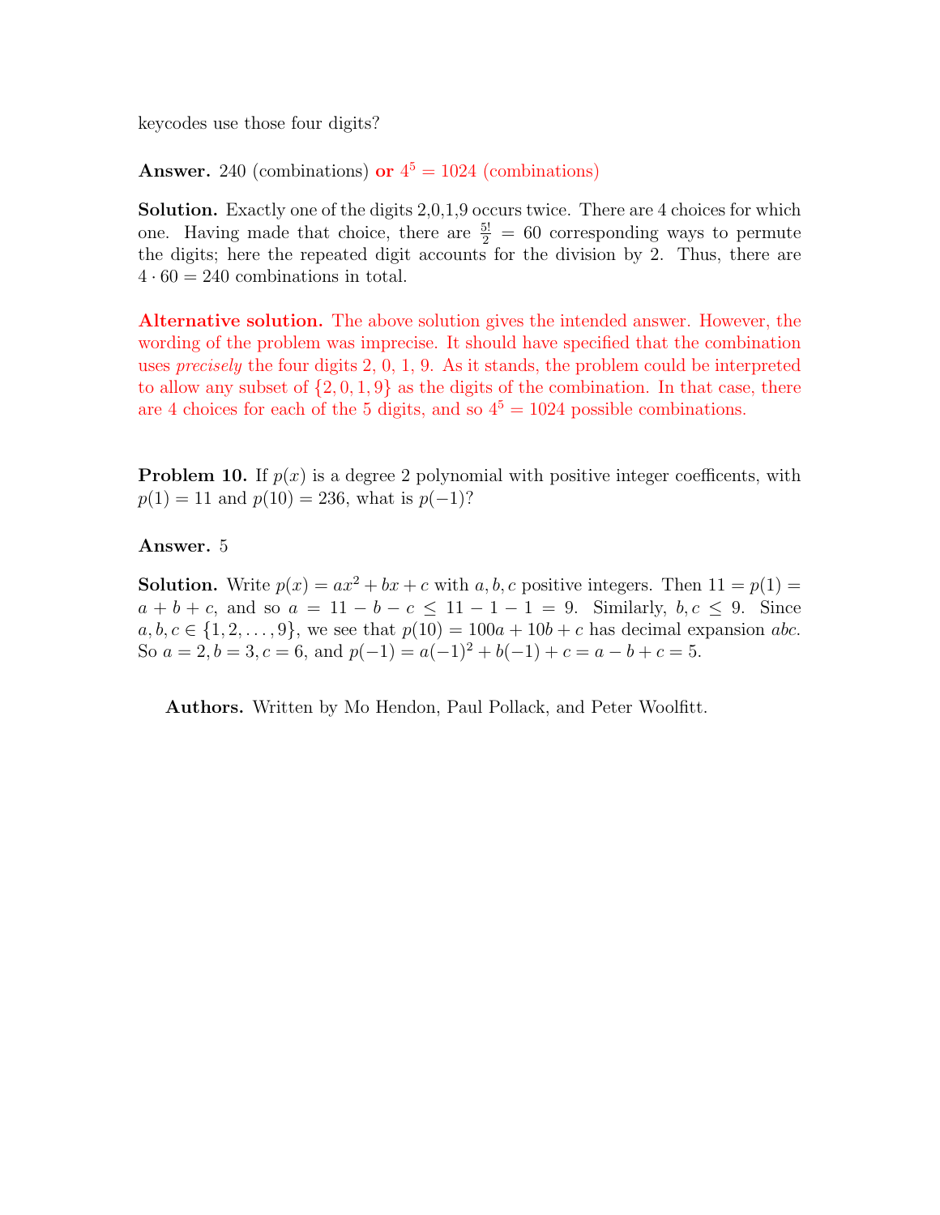keycodes use those four digits?

**Answer.** 240 (combinations) **or** $4^5 = 1024$ (combinations)

**Solution.** Exactly one of the digits 2,0,1,9 occurs twice. There are 4 choices for which one. Having made that choice, there are $\frac{5!}{2} = 60$ corresponding ways to permute the digits; here the repeated digit accounts for the division by 2. Thus, there are $4 \cdot 60 = 240$ combinations in total.

**Alternative solution.** The above solution gives the intended answer. However, the wording of the problem was imprecise. It should have specified that the combination uses *precisely* the four digits 2, 0, 1, 9. As it stands, the problem could be interpreted to allow any subset of $\{2, 0, 1, 9\}$ as the digits of the combination. In that case, there are 4 choices for each of the 5 digits, and so $4^5 = 1024$ possible combinations.

**Problem 10.** If $p(x)$ is a degree 2 polynomial with positive integer coefficents, with $p(1) = 11$ and $p(10) = 236$, what is $p(-1)$?

**Answer.** 5

**Solution.** Write $p(x) = ax^2 + bx + c$ with $a, b, c$ positive integers. Then $11 = p(1) = a + b + c$, and so $a = 11 - b - c \leq 11 - 1 - 1 = 9$. Similarly, $b, c \leq 9$. Since $a, b, c \in \{1, 2, \ldots, 9\}$, we see that $p(10) = 100a + 10b + c$ has decimal expansion $abc$. So $a = 2, b = 3, c = 6$, and $p(-1) = a(-1)^2 + b(-1) + c = a - b + c = 5$.

**Authors.** Written by Mo Hendon, Paul Pollack, and Peter Woolfitt.